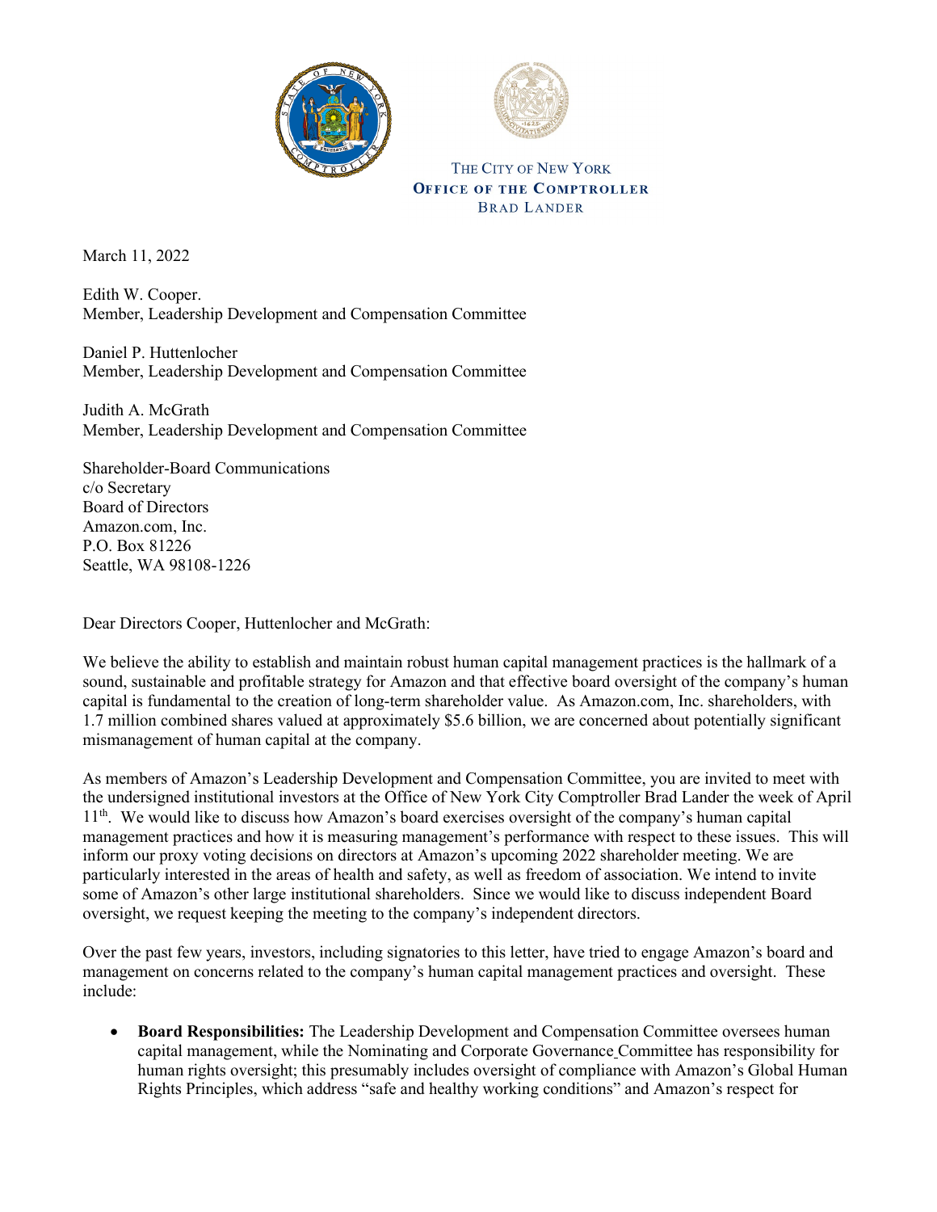THE CITY OF NEW YORK
**OFFICE OF THE COMPTROLLER**
BRAD LANDER

March 11, 2022

Edith W. Cooper.
Member, Leadership Development and Compensation Committee

Daniel P. Huttenlocher
Member, Leadership Development and Compensation Committee

Judith A. McGrath
Member, Leadership Development and Compensation Committee

Shareholder-Board Communications
c/o Secretary
Board of Directors
Amazon.com, Inc.
P.O. Box 81226
Seattle, WA 98108-1226

Dear Directors Cooper, Huttenlocher and McGrath:

We believe the ability to establish and maintain robust human capital management practices is the hallmark of a sound, sustainable and profitable strategy for Amazon and that effective board oversight of the company's human capital is fundamental to the creation of long-term shareholder value. As Amazon.com, Inc. shareholders, with 1.7 million combined shares valued at approximately $5.6 billion, we are concerned about potentially significant mismanagement of human capital at the company.

As members of Amazon's Leadership Development and Compensation Committee, you are invited to meet with the undersigned institutional investors at the Office of New York City Comptroller Brad Lander the week of April 11th. We would like to discuss how Amazon's board exercises oversight of the company's human capital management practices and how it is measuring management's performance with respect to these issues. This will inform our proxy voting decisions on directors at Amazon's upcoming 2022 shareholder meeting. We are particularly interested in the areas of health and safety, as well as freedom of association. We intend to invite some of Amazon's other large institutional shareholders. Since we would like to discuss independent Board oversight, we request keeping the meeting to the company's independent directors.

Over the past few years, investors, including signatories to this letter, have tried to engage Amazon's board and management on concerns related to the company's human capital management practices and oversight. These include:

- **Board Responsibilities:** The Leadership Development and Compensation Committee oversees human capital management, while the Nominating and Corporate Governance Committee has responsibility for human rights oversight; this presumably includes oversight of compliance with Amazon's Global Human Rights Principles, which address "safe and healthy working conditions" and Amazon's respect for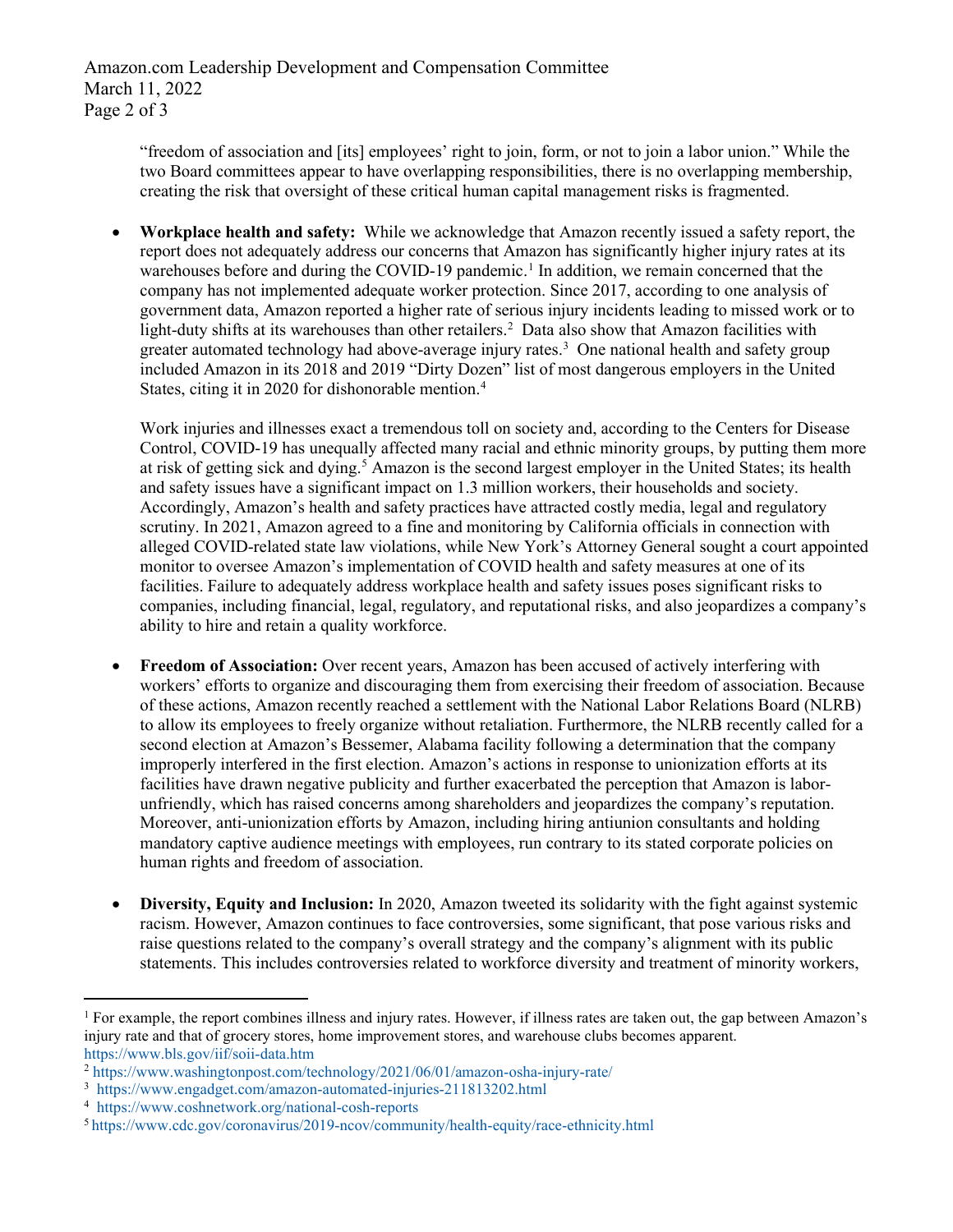"freedom of association and [its] employees' right to join, form, or not to join a labor union." While the two Board committees appear to have overlapping responsibilities, there is no overlapping membership, creating the risk that oversight of these critical human capital management risks is fragmented.

- **Workplace health and safety:** While we acknowledge that Amazon recently issued a safety report, the report does not adequately address our concerns that Amazon has significantly higher injury rates at its warehouses before and during the COVID-19 pandemic.[1] In addition, we remain concerned that the company has not implemented adequate worker protection. Since 2017, according to one analysis of government data, Amazon reported a higher rate of serious injury incidents leading to missed work or to light-duty shifts at its warehouses than other retailers.[2] Data also show that Amazon facilities with greater automated technology had above-average injury rates.[3] One national health and safety group included Amazon in its 2018 and 2019 "Dirty Dozen" list of most dangerous employers in the United States, citing it in 2020 for dishonorable mention.[4]

  Work injuries and illnesses exact a tremendous toll on society and, according to the Centers for Disease Control, COVID-19 has unequally affected many racial and ethnic minority groups, by putting them more at risk of getting sick and dying.[5] Amazon is the second largest employer in the United States; its health and safety issues have a significant impact on 1.3 million workers, their households and society. Accordingly, Amazon's health and safety practices have attracted costly media, legal and regulatory scrutiny. In 2021, Amazon agreed to a fine and monitoring by California officials in connection with alleged COVID-related state law violations, while New York's Attorney General sought a court appointed monitor to oversee Amazon's implementation of COVID health and safety measures at one of its facilities. Failure to adequately address workplace health and safety issues poses significant risks to companies, including financial, legal, regulatory, and reputational risks, and also jeopardizes a company's ability to hire and retain a quality workforce.

- **Freedom of Association:** Over recent years, Amazon has been accused of actively interfering with workers' efforts to organize and discouraging them from exercising their freedom of association. Because of these actions, Amazon recently reached a settlement with the National Labor Relations Board (NLRB) to allow its employees to freely organize without retaliation. Furthermore, the NLRB recently called for a second election at Amazon's Bessemer, Alabama facility following a determination that the company improperly interfered in the first election. Amazon's actions in response to unionization efforts at its facilities have drawn negative publicity and further exacerbated the perception that Amazon is labor-unfriendly, which has raised concerns among shareholders and jeopardizes the company's reputation. Moreover, anti-unionization efforts by Amazon, including hiring antiunion consultants and holding mandatory captive audience meetings with employees, run contrary to its stated corporate policies on human rights and freedom of association.

- **Diversity, Equity and Inclusion:** In 2020, Amazon tweeted its solidarity with the fight against systemic racism. However, Amazon continues to face controversies, some significant, that pose various risks and raise questions related to the company's overall strategy and the company's alignment with its public statements. This includes controversies related to workforce diversity and treatment of minority workers,

---

[1] For example, the report combines illness and injury rates. However, if illness rates are taken out, the gap between Amazon's injury rate and that of grocery stores, home improvement stores, and warehouse clubs becomes apparent. https://www.bls.gov/iif/soii-data.htm

[2] https://www.washingtonpost.com/technology/2021/06/01/amazon-osha-injury-rate/

[3] https://www.engadget.com/amazon-automated-injuries-211813202.html

[4] https://www.coshnetwork.org/national-cosh-reports

[5] https://www.cdc.gov/coronavirus/2019-ncov/community/health-equity/race-ethnicity.html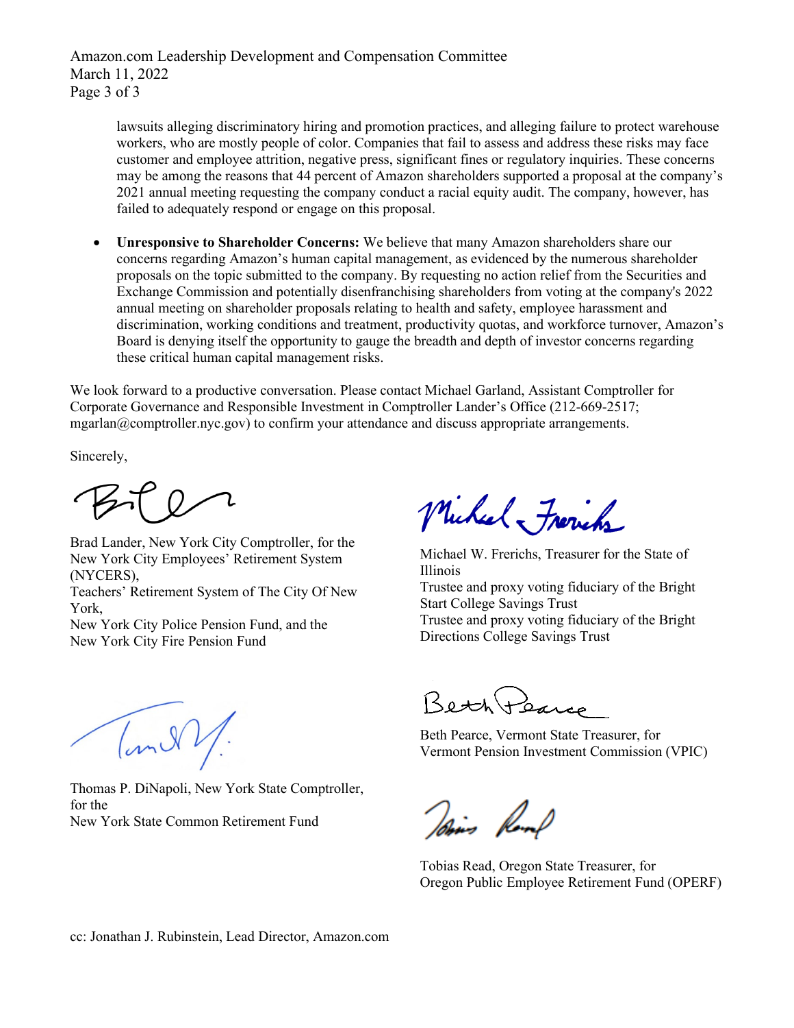lawsuits alleging discriminatory hiring and promotion practices, and alleging failure to protect warehouse workers, who are mostly people of color. Companies that fail to assess and address these risks may face customer and employee attrition, negative press, significant fines or regulatory inquiries. These concerns may be among the reasons that 44 percent of Amazon shareholders supported a proposal at the company's 2021 annual meeting requesting the company conduct a racial equity audit. The company, however, has failed to adequately respond or engage on this proposal.

- **Unresponsive to Shareholder Concerns:** We believe that many Amazon shareholders share our concerns regarding Amazon's human capital management, as evidenced by the numerous shareholder proposals on the topic submitted to the company. By requesting no action relief from the Securities and Exchange Commission and potentially disenfranchising shareholders from voting at the company's 2022 annual meeting on shareholder proposals relating to health and safety, employee harassment and discrimination, working conditions and treatment, productivity quotas, and workforce turnover, Amazon's Board is denying itself the opportunity to gauge the breadth and depth of investor concerns regarding these critical human capital management risks.

We look forward to a productive conversation. Please contact Michael Garland, Assistant Comptroller for Corporate Governance and Responsible Investment in Comptroller Lander's Office (212-669-2517; mgarlan@comptroller.nyc.gov) to confirm your attendance and discuss appropriate arrangements.

Sincerely,

Brad Lander, New York City Comptroller, for the New York City Employees' Retirement System (NYCERS),
Teachers' Retirement System of The City Of New York,
New York City Police Pension Fund, and the New York City Fire Pension Fund

Michael W. Frerichs, Treasurer for the State of Illinois
Trustee and proxy voting fiduciary of the Bright Start College Savings Trust
Trustee and proxy voting fiduciary of the Bright Directions College Savings Trust

Thomas P. DiNapoli, New York State Comptroller, for the
New York State Common Retirement Fund

Beth Pearce, Vermont State Treasurer, for Vermont Pension Investment Commission (VPIC)

Tobias Read, Oregon State Treasurer, for Oregon Public Employee Retirement Fund (OPERF)

cc: Jonathan J. Rubinstein, Lead Director, Amazon.com